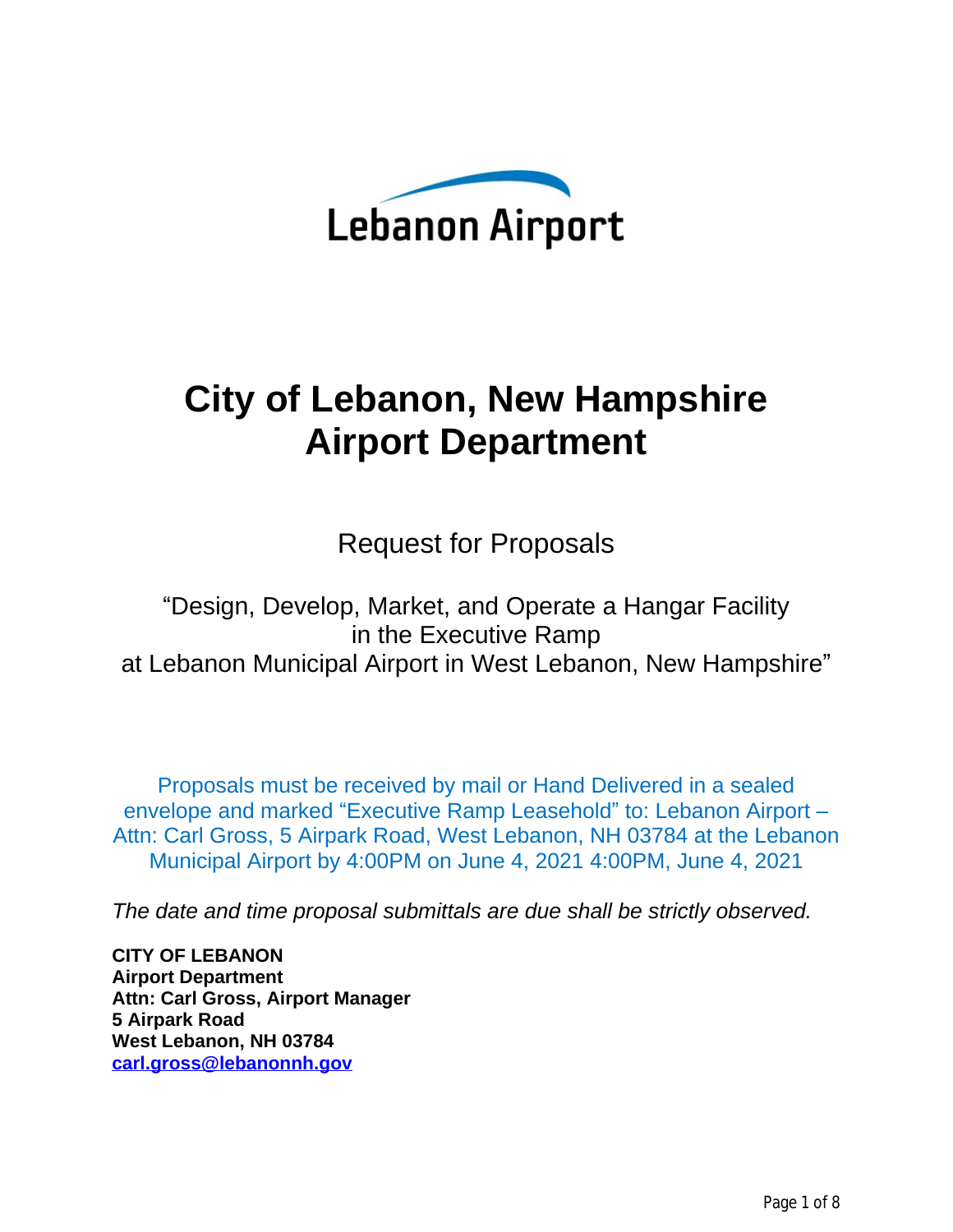Lebanon Airport

# City of Lebanon, New Hampshire
# Airport Department

Request for Proposals

"Design, Develop, Market, and Operate a Hangar Facility
in the Executive Ramp
at Lebanon Municipal Airport in West Lebanon, New Hampshire"

Proposals must be received by mail or Hand Delivered in a sealed envelope and marked "Executive Ramp Leasehold" to: Lebanon Airport – Attn: Carl Gross, 5 Airpark Road, West Lebanon, NH 03784 at the Lebanon Municipal Airport by 4:00PM on June 4, 2021 4:00PM, June 4, 2021

*The date and time proposal submittals are due shall be strictly observed.*

**CITY OF LEBANON**
**Airport Department**
**Attn: Carl Gross, Airport Manager**
**5 Airpark Road**
**West Lebanon, NH 03784**
**carl.gross@lebanonnh.gov**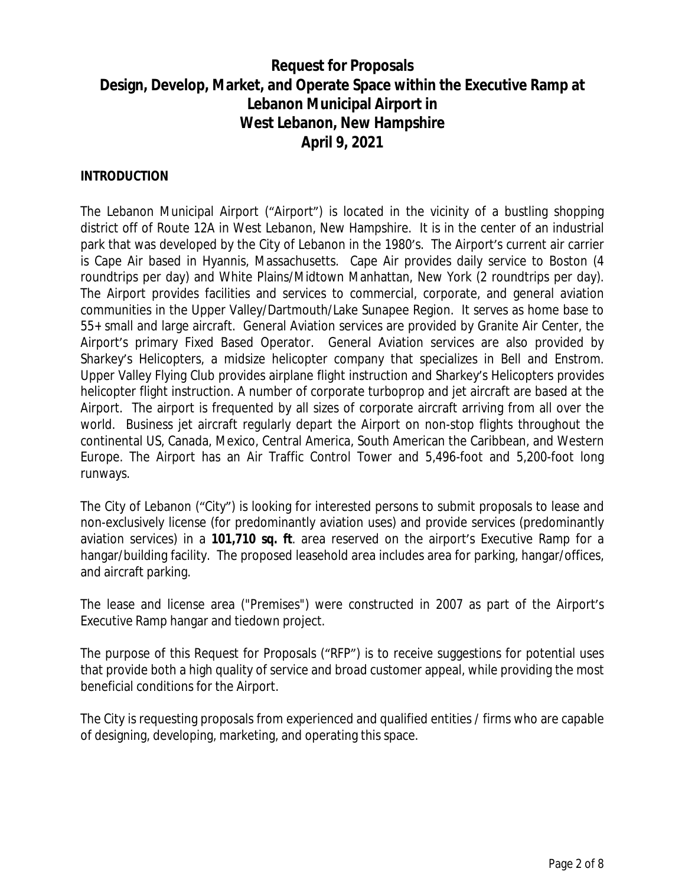# Request for Proposals
# Design, Develop, Market, and Operate Space within the Executive Ramp at Lebanon Municipal Airport in West Lebanon, New Hampshire
# April 9, 2021

## INTRODUCTION

The Lebanon Municipal Airport ("Airport") is located in the vicinity of a bustling shopping district off of Route 12A in West Lebanon, New Hampshire. It is in the center of an industrial park that was developed by the City of Lebanon in the 1980's. The Airport's current air carrier is Cape Air based in Hyannis, Massachusetts. Cape Air provides daily service to Boston (4 roundtrips per day) and White Plains/Midtown Manhattan, New York (2 roundtrips per day). The Airport provides facilities and services to commercial, corporate, and general aviation communities in the Upper Valley/Dartmouth/Lake Sunapee Region. It serves as home base to 55+ small and large aircraft. General Aviation services are provided by Granite Air Center, the Airport's primary Fixed Based Operator. General Aviation services are also provided by Sharkey's Helicopters, a midsize helicopter company that specializes in Bell and Enstrom. Upper Valley Flying Club provides airplane flight instruction and Sharkey's Helicopters provides helicopter flight instruction. A number of corporate turboprop and jet aircraft are based at the Airport. The airport is frequented by all sizes of corporate aircraft arriving from all over the world. Business jet aircraft regularly depart the Airport on non-stop flights throughout the continental US, Canada, Mexico, Central America, South American the Caribbean, and Western Europe. The Airport has an Air Traffic Control Tower and 5,496-foot and 5,200-foot long runways.

The City of Lebanon ("City") is looking for interested persons to submit proposals to lease and non-exclusively license (for predominantly aviation uses) and provide services (predominantly aviation services) in a **101,710 sq. ft**. area reserved on the airport's Executive Ramp for a hangar/building facility. The proposed leasehold area includes area for parking, hangar/offices, and aircraft parking.

The lease and license area ("Premises") were constructed in 2007 as part of the Airport's Executive Ramp hangar and tiedown project.

The purpose of this Request for Proposals ("RFP") is to receive suggestions for potential uses that provide both a high quality of service and broad customer appeal, while providing the most beneficial conditions for the Airport.

The City is requesting proposals from experienced and qualified entities / firms who are capable of designing, developing, marketing, and operating this space.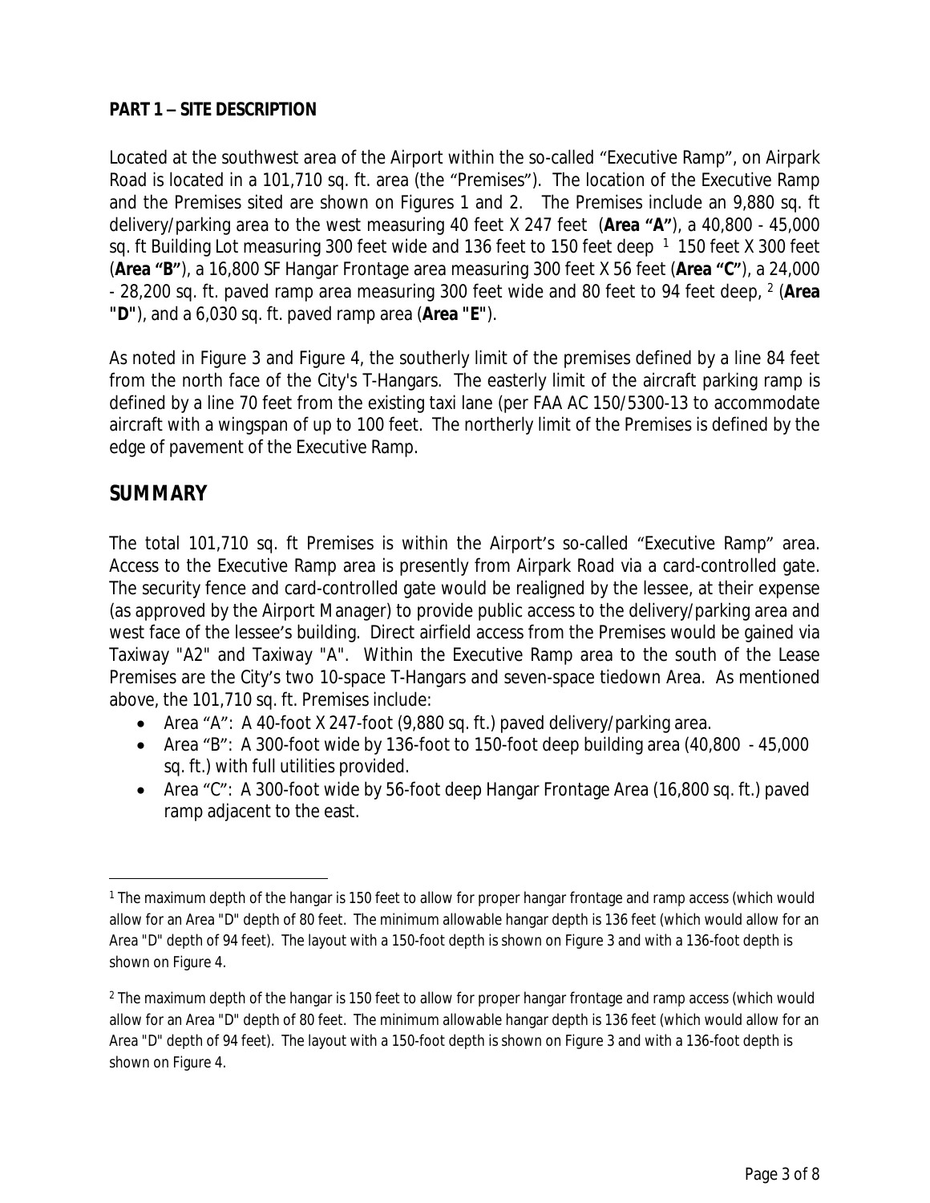**PART 1 – SITE DESCRIPTION**

Located at the southwest area of the Airport within the so-called "Executive Ramp", on Airpark Road is located in a 101,710 sq. ft. area (the "Premises"). The location of the Executive Ramp and the Premises sited are shown on Figures 1 and 2. The Premises include an 9,880 sq. ft delivery/parking area to the west measuring 40 feet X 247 feet (**Area "A"**), a 40,800 - 45,000 sq. ft Building Lot measuring 300 feet wide and 136 feet to 150 feet deep [1] 150 feet X 300 feet (**Area "B"**), a 16,800 SF Hangar Frontage area measuring 300 feet X 56 feet (**Area "C"**), a 24,000 - 28,200 sq. ft. paved ramp area measuring 300 feet wide and 80 feet to 94 feet deep, [2] (**Area "D"**), and a 6,030 sq. ft. paved ramp area (**Area "E"**).

As noted in Figure 3 and Figure 4, the southerly limit of the premises defined by a line 84 feet from the north face of the City's T-Hangars. The easterly limit of the aircraft parking ramp is defined by a line 70 feet from the existing taxi lane (per FAA AC 150/5300-13 to accommodate aircraft with a wingspan of up to 100 feet. The northerly limit of the Premises is defined by the edge of pavement of the Executive Ramp.

## SUMMARY

The total 101,710 sq. ft Premises is within the Airport's so-called "Executive Ramp" area. Access to the Executive Ramp area is presently from Airpark Road via a card-controlled gate. The security fence and card-controlled gate would be realigned by the lessee, at their expense (as approved by the Airport Manager) to provide public access to the delivery/parking area and west face of the lessee's building. Direct airfield access from the Premises would be gained via Taxiway "A2" and Taxiway "A". Within the Executive Ramp area to the south of the Lease Premises are the City's two 10-space T-Hangars and seven-space tiedown Area. As mentioned above, the 101,710 sq. ft. Premises include:

- Area "A": A 40-foot X 247-foot (9,880 sq. ft.) paved delivery/parking area.
- Area "B": A 300-foot wide by 136-foot to 150-foot deep building area (40,800 - 45,000 sq. ft.) with full utilities provided.
- Area "C": A 300-foot wide by 56-foot deep Hangar Frontage Area (16,800 sq. ft.) paved ramp adjacent to the east.

---

[1] The maximum depth of the hangar is 150 feet to allow for proper hangar frontage and ramp access (which would allow for an Area "D" depth of 80 feet. The minimum allowable hangar depth is 136 feet (which would allow for an Area "D" depth of 94 feet). The layout with a 150-foot depth is shown on Figure 3 and with a 136-foot depth is shown on Figure 4.

[2] The maximum depth of the hangar is 150 feet to allow for proper hangar frontage and ramp access (which would allow for an Area "D" depth of 80 feet. The minimum allowable hangar depth is 136 feet (which would allow for an Area "D" depth of 94 feet). The layout with a 150-foot depth is shown on Figure 3 and with a 136-foot depth is shown on Figure 4.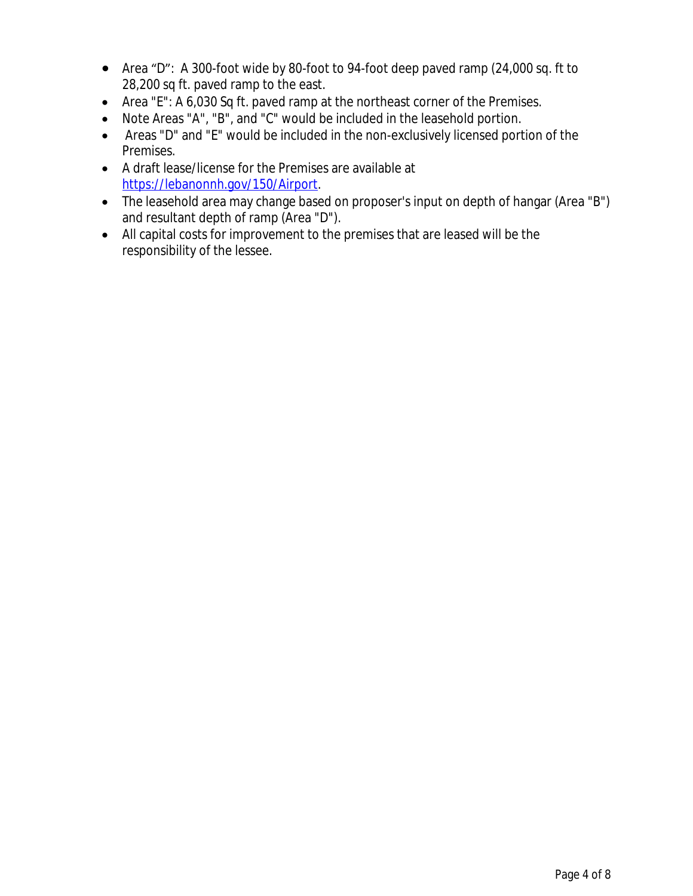- Area “D”: A 300-foot wide by 80-foot to 94-foot deep paved ramp (24,000 sq. ft to 28,200 sq ft. paved ramp to the east.
- Area "E": A 6,030 Sq ft. paved ramp at the northeast corner of the Premises.
- Note Areas "A", "B", and "C" would be included in the leasehold portion.
- Areas "D" and "E" would be included in the non-exclusively licensed portion of the Premises.
- A draft lease/license for the Premises are available at [https://lebanonnh.gov/150/Airport](https://lebanonnh.gov/150/Airport).
- The leasehold area may change based on proposer's input on depth of hangar (Area "B") and resultant depth of ramp (Area "D").
- All capital costs for improvement to the premises that are leased will be the responsibility of the lessee.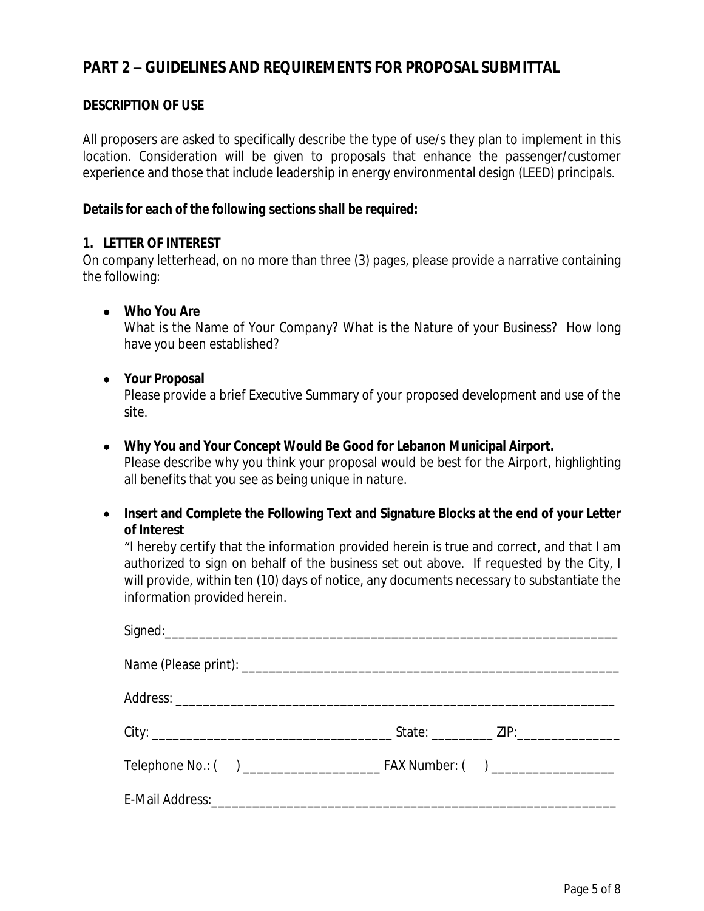## PART 2 – GUIDELINES AND REQUIREMENTS FOR PROPOSAL SUBMITTAL

**DESCRIPTION OF USE**

All proposers are asked to specifically describe the type of use/s they plan to implement in this location. Consideration will be given to proposals that enhance the passenger/customer experience and those that include leadership in energy environmental design (LEED) principals.

***Details for each of the following sections shall be required:***

**1. LETTER OF INTEREST**

On company letterhead, on no more than three (3) pages, please provide a narrative containing the following:

- **Who You Are**
  What is the Name of Your Company? What is the Nature of your Business? How long have you been established?

- **Your Proposal**
  Please provide a brief Executive Summary of your proposed development and use of the site.

- **Why You and Your Concept Would Be Good for Lebanon Municipal Airport.**
  Please describe why you think your proposal would be best for the Airport, highlighting all benefits that you see as being unique in nature.

- **Insert and Complete the Following Text and Signature Blocks at the end of your Letter of Interest**
  "I hereby certify that the information provided herein is true and correct, and that I am authorized to sign on behalf of the business set out above. If requested by the City, I will provide, within ten (10) days of notice, any documents necessary to substantiate the information provided herein.

  Signed:_______________________________________________________________

  Name (Please print): ____________________________________________________

  Address: _____________________________________________________________

  City: __________________________________ State: _________ ZIP:_______________

  Telephone No.: (   ) ____________________ FAX Number: (   ) __________________

  E-Mail Address:_________________________________________________________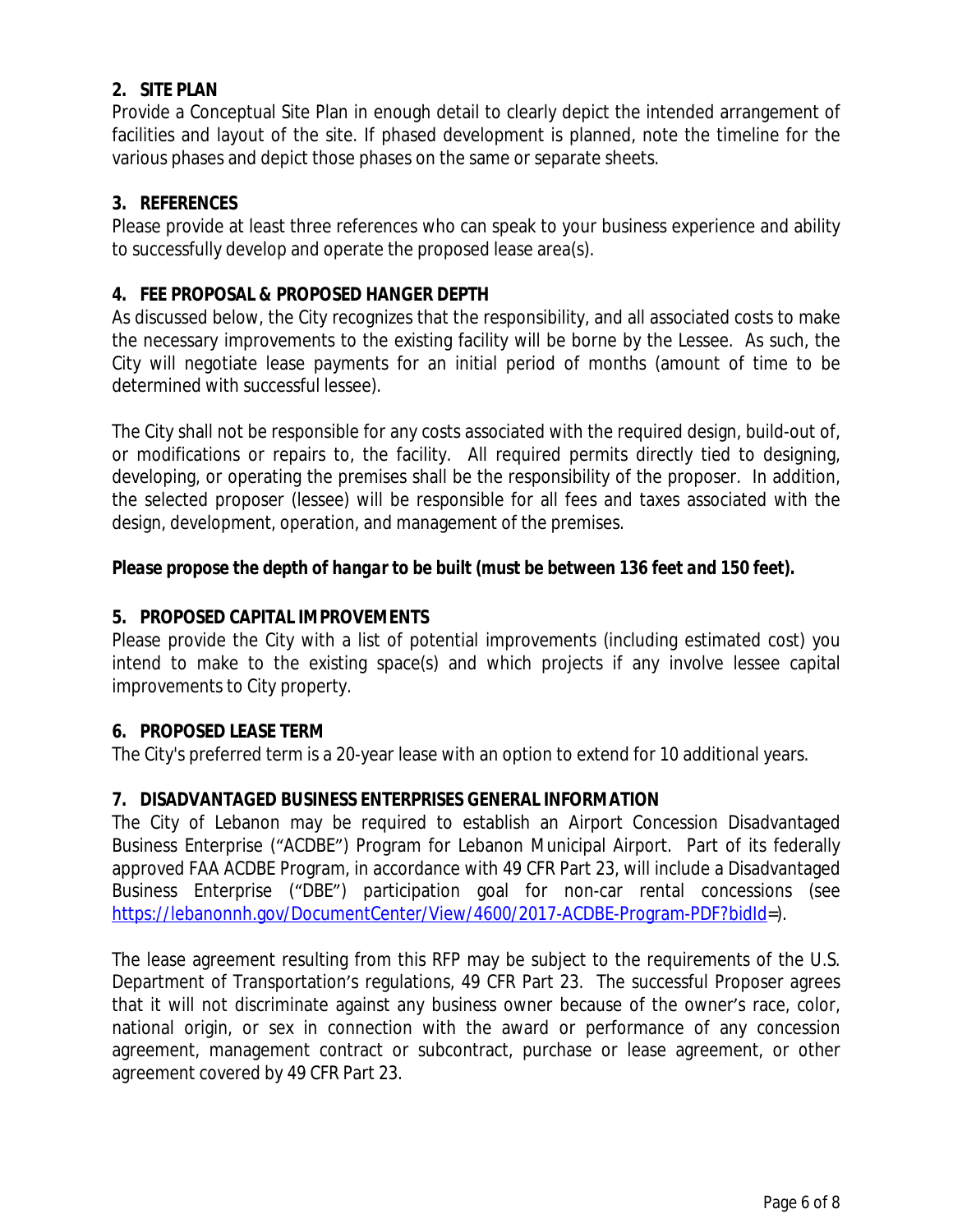## 2. SITE PLAN

Provide a Conceptual Site Plan in enough detail to clearly depict the intended arrangement of facilities and layout of the site. If phased development is planned, note the timeline for the various phases and depict those phases on the same or separate sheets.

## 3. REFERENCES

Please provide at least three references who can speak to your business experience and ability to successfully develop and operate the proposed lease area(s).

## 4. FEE PROPOSAL & PROPOSED HANGER DEPTH

As discussed below, the City recognizes that the responsibility, and all associated costs to make the necessary improvements to the existing facility will be borne by the Lessee. As such, the City will negotiate lease payments for an initial period of months (amount of time to be determined with successful lessee).

The City shall not be responsible for any costs associated with the required design, build-out of, or modifications or repairs to, the facility. All required permits directly tied to designing, developing, or operating the premises shall be the responsibility of the proposer. In addition, the selected proposer (lessee) will be responsible for all fees and taxes associated with the design, development, operation, and management of the premises.

***Please propose the depth of hangar to be built (must be between 136 feet and 150 feet).***

## 5. PROPOSED CAPITAL IMPROVEMENTS

Please provide the City with a list of potential improvements (including estimated cost) you intend to make to the existing space(s) and which projects if any involve lessee capital improvements to City property.

## 6. PROPOSED LEASE TERM

The City's preferred term is a 20-year lease with an option to extend for 10 additional years.

## 7. DISADVANTAGED BUSINESS ENTERPRISES GENERAL INFORMATION

The City of Lebanon may be required to establish an Airport Concession Disadvantaged Business Enterprise ("ACDBE") Program for Lebanon Municipal Airport. Part of its federally approved FAA ACDBE Program, in accordance with 49 CFR Part 23, will include a Disadvantaged Business Enterprise ("DBE") participation goal for non-car rental concessions (see [https://lebanonnh.gov/DocumentCenter/View/4600/2017-ACDBE-Program-PDF?bidId](https://lebanonnh.gov/DocumentCenter/View/4600/2017-ACDBE-Program-PDF?bidId)=).

The lease agreement resulting from this RFP may be subject to the requirements of the U.S. Department of Transportation's regulations, 49 CFR Part 23. The successful Proposer agrees that it will not discriminate against any business owner because of the owner's race, color, national origin, or sex in connection with the award or performance of any concession agreement, management contract or subcontract, purchase or lease agreement, or other agreement covered by 49 CFR Part 23.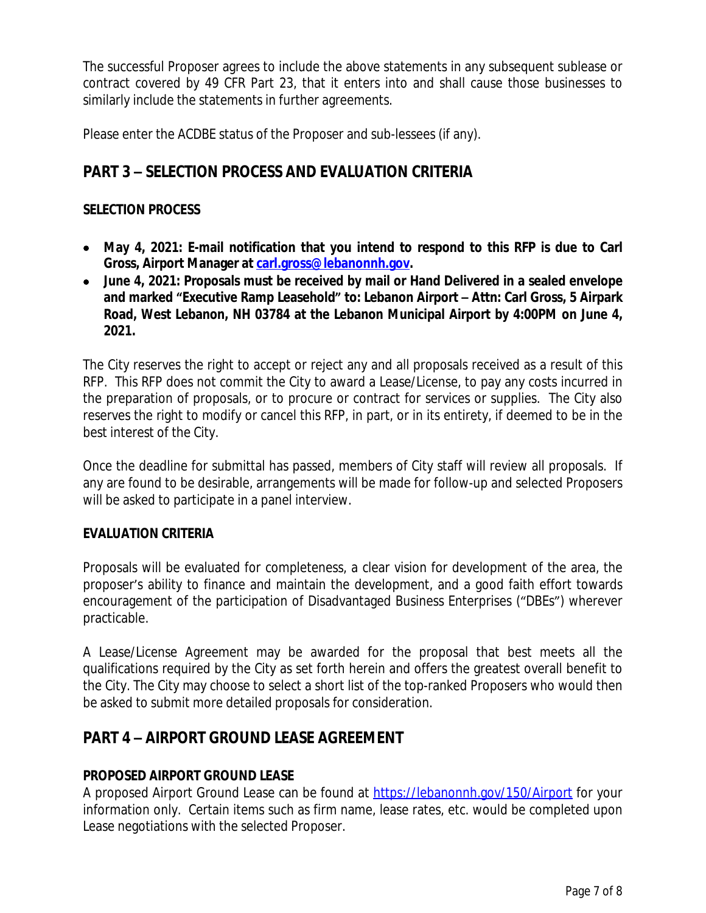The successful Proposer agrees to include the above statements in any subsequent sublease or contract covered by 49 CFR Part 23, that it enters into and shall cause those businesses to similarly include the statements in further agreements.

Please enter the ACDBE status of the Proposer and sub-lessees (if any).

## PART 3 – SELECTION PROCESS AND EVALUATION CRITERIA

### SELECTION PROCESS

- **May 4, 2021: E-mail notification that you intend to respond to this RFP is due to Carl Gross, Airport Manager at [carl.gross@lebanonnh.gov](mailto:carl.gross@lebanonnh.gov).**
- **June 4, 2021: Proposals must be received by mail or Hand Delivered in a sealed envelope and marked "Executive Ramp Leasehold" to: Lebanon Airport – Attn: Carl Gross, 5 Airpark Road, West Lebanon, NH 03784 at the Lebanon Municipal Airport by 4:00PM on June 4, 2021.**

The City reserves the right to accept or reject any and all proposals received as a result of this RFP. This RFP does not commit the City to award a Lease/License, to pay any costs incurred in the preparation of proposals, or to procure or contract for services or supplies. The City also reserves the right to modify or cancel this RFP, in part, or in its entirety, if deemed to be in the best interest of the City.

Once the deadline for submittal has passed, members of City staff will review all proposals. If any are found to be desirable, arrangements will be made for follow-up and selected Proposers will be asked to participate in a panel interview.

### EVALUATION CRITERIA

Proposals will be evaluated for completeness, a clear vision for development of the area, the proposer's ability to finance and maintain the development, and a good faith effort towards encouragement of the participation of Disadvantaged Business Enterprises ("DBEs") wherever practicable.

A Lease/License Agreement may be awarded for the proposal that best meets all the qualifications required by the City as set forth herein and offers the greatest overall benefit to the City. The City may choose to select a short list of the top-ranked Proposers who would then be asked to submit more detailed proposals for consideration.

## PART 4 – AIRPORT GROUND LEASE AGREEMENT

### PROPOSED AIRPORT GROUND LEASE

A proposed Airport Ground Lease can be found at [https://lebanonnh.gov/150/Airport](https://lebanonnh.gov/150/Airport) for your information only. Certain items such as firm name, lease rates, etc. would be completed upon Lease negotiations with the selected Proposer.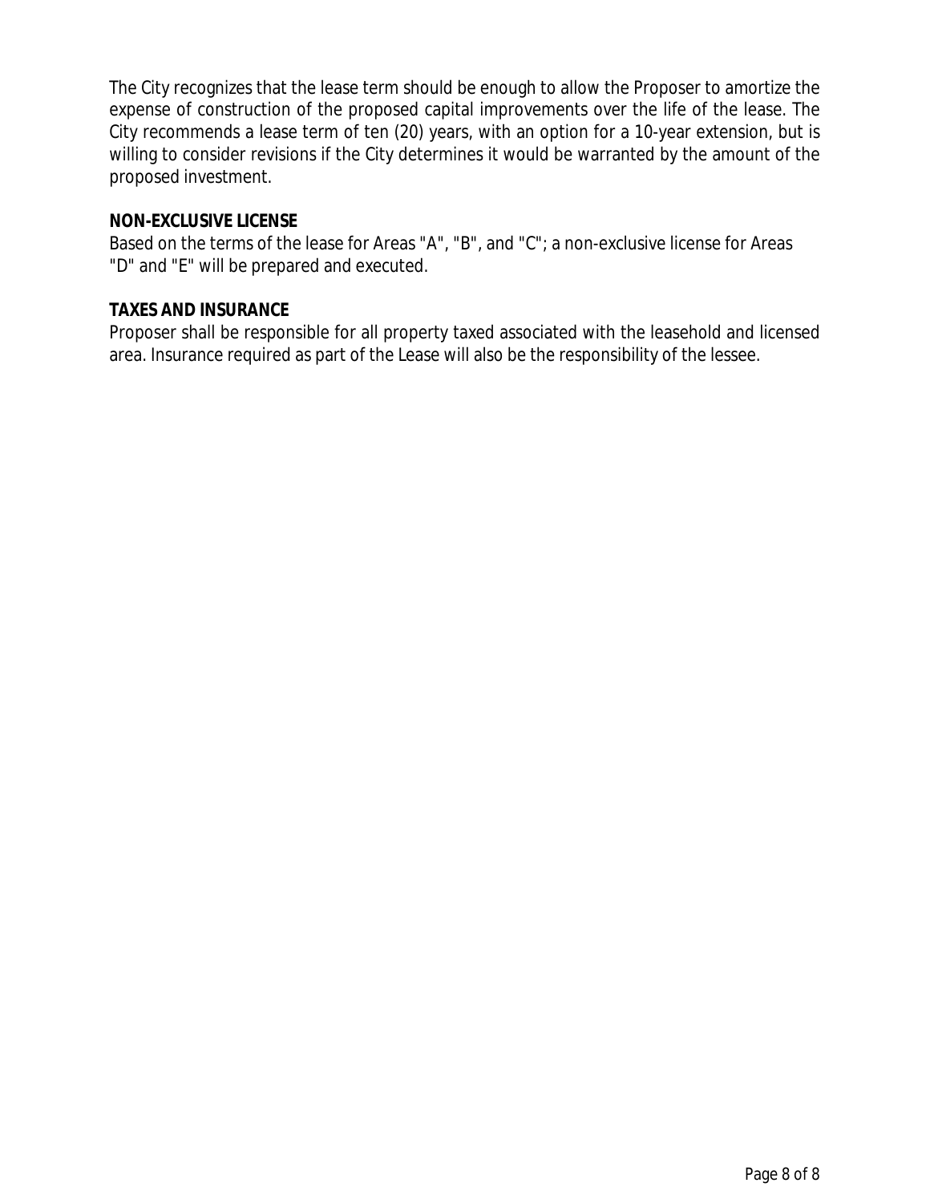The City recognizes that the lease term should be enough to allow the Proposer to amortize the expense of construction of the proposed capital improvements over the life of the lease. The City recommends a lease term of ten (20) years, with an option for a 10-year extension, but is willing to consider revisions if the City determines it would be warranted by the amount of the proposed investment.

**NON-EXCLUSIVE LICENSE**

Based on the terms of the lease for Areas "A", "B", and "C"; a non-exclusive license for Areas "D" and "E" will be prepared and executed.

**TAXES AND INSURANCE**

Proposer shall be responsible for all property taxed associated with the leasehold and licensed area. Insurance required as part of the Lease will also be the responsibility of the lessee.